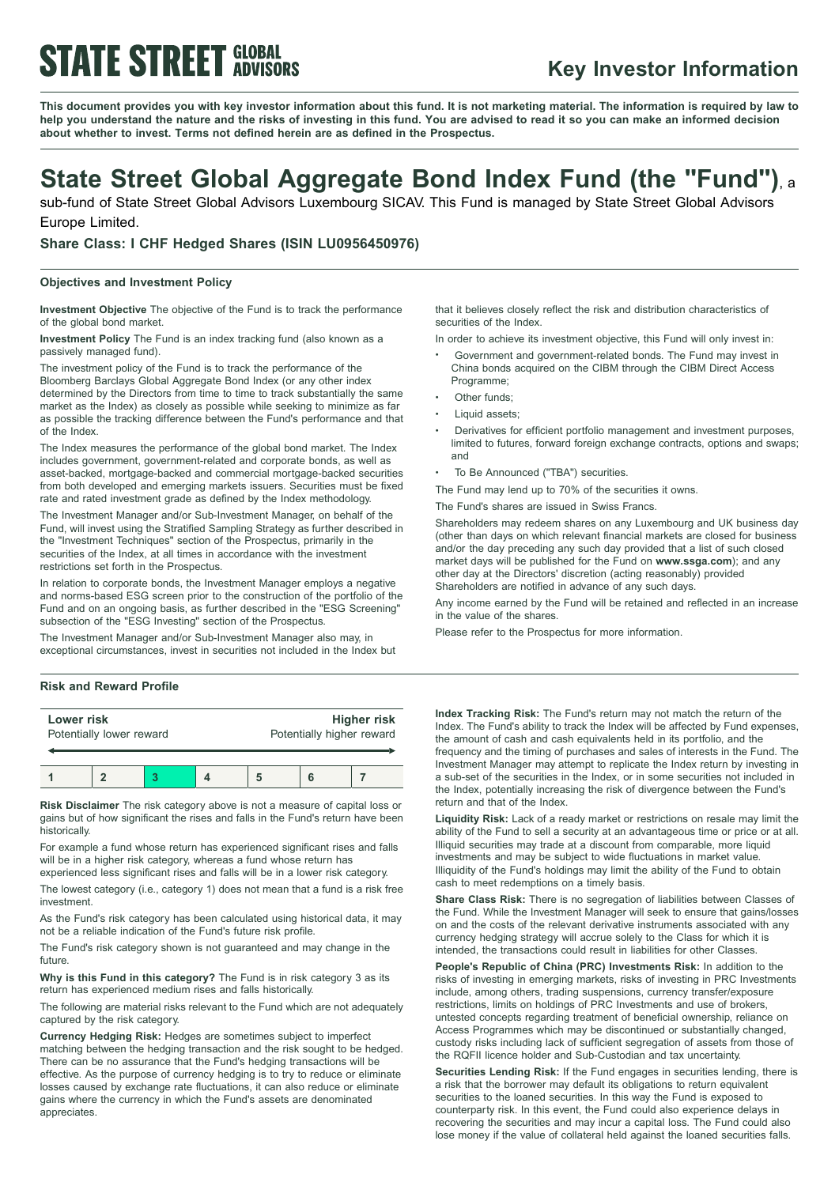STATE STREET GLOBAL ADVISORS

# Key Investor Information

**This document provides you with key investor information about this fund. It is not marketing material. The information is required by law to help you understand the nature and the risks of investing in this fund. You are advised to read it so you can make an informed decision about whether to invest. Terms not defined herein are as defined in the Prospectus.**

# State Street Global Aggregate Bond Index Fund (the "Fund"), a sub-fund of State Street Global Advisors Luxembourg SICAV. This Fund is managed by State Street Global Advisors Europe Limited.

### Share Class: I CHF Hedged Shares (ISIN LU0956450976)

## Objectives and Investment Policy

**Investment Objective** The objective of the Fund is to track the performance of the global bond market.

**Investment Policy** The Fund is an index tracking fund (also known as a passively managed fund).

The investment policy of the Fund is to track the performance of the Bloomberg Barclays Global Aggregate Bond Index (or any other index determined by the Directors from time to time to track substantially the same market as the Index) as closely as possible while seeking to minimize as far as possible the tracking difference between the Fund's performance and that of the Index.

The Index measures the performance of the global bond market. The Index includes government, government-related and corporate bonds, as well as asset-backed, mortgage-backed and commercial mortgage-backed securities from both developed and emerging markets issuers. Securities must be fixed rate and rated investment grade as defined by the Index methodology.

The Investment Manager and/or Sub-Investment Manager, on behalf of the Fund, will invest using the Stratified Sampling Strategy as further described in the "Investment Techniques" section of the Prospectus, primarily in the securities of the Index, at all times in accordance with the investment restrictions set forth in the Prospectus.

In relation to corporate bonds, the Investment Manager employs a negative and norms-based ESG screen prior to the construction of the portfolio of the Fund and on an ongoing basis, as further described in the "ESG Screening" subsection of the "ESG Investing" section of the Prospectus.

The Investment Manager and/or Sub-Investment Manager also may, in exceptional circumstances, invest in securities not included in the Index but that it believes closely reflect the risk and distribution characteristics of securities of the Index.

In order to achieve its investment objective, this Fund will only invest in:

- Government and government-related bonds. The Fund may invest in China bonds acquired on the CIBM through the CIBM Direct Access Programme;
- Other funds;
- Liquid assets;
- Derivatives for efficient portfolio management and investment purposes, limited to futures, forward foreign exchange contracts, options and swaps; and
- To Be Announced ("TBA") securities.

The Fund may lend up to 70% of the securities it owns.

The Fund's shares are issued in Swiss Francs.

Shareholders may redeem shares on any Luxembourg and UK business day (other than days on which relevant financial markets are closed for business and/or the day preceding any such day provided that a list of such closed market days will be published for the Fund on **www.ssga.com**); and any other day at the Directors' discretion (acting reasonably) provided Shareholders are notified in advance of any such days.

Any income earned by the Fund will be retained and reflected in an increase in the value of the shares.

Please refer to the Prospectus for more information.

## Risk and Reward Profile

| Lower risk<br>Potentially lower reward | | | | | | Higher risk<br>Potentially higher reward |
|---|---|---|---|---|---|---|
| 1 | 2 | **3** | 4 | 5 | 6 | 7 |

**Risk Disclaimer** The risk category above is not a measure of capital loss or gains but of how significant the rises and falls in the Fund's return have been historically.

For example a fund whose return has experienced significant rises and falls will be in a higher risk category, whereas a fund whose return has experienced less significant rises and falls will be in a lower risk category.

The lowest category (i.e., category 1) does not mean that a fund is a risk free investment.

As the Fund's risk category has been calculated using historical data, it may not be a reliable indication of the Fund's future risk profile.

The Fund's risk category shown is not guaranteed and may change in the future.

**Why is this Fund in this category?** The Fund is in risk category 3 as its return has experienced medium rises and falls historically.

The following are material risks relevant to the Fund which are not adequately captured by the risk category.

**Currency Hedging Risk:** Hedges are sometimes subject to imperfect matching between the hedging transaction and the risk sought to be hedged. There can be no assurance that the Fund's hedging transactions will be effective. As the purpose of currency hedging is to try to reduce or eliminate losses caused by exchange rate fluctuations, it can also reduce or eliminate gains where the currency in which the Fund's assets are denominated appreciates.

**Index Tracking Risk:** The Fund's return may not match the return of the Index. The Fund's ability to track the Index will be affected by Fund expenses, the amount of cash and cash equivalents held in its portfolio, and the frequency and the timing of purchases and sales of interests in the Fund. The Investment Manager may attempt to replicate the Index return by investing in a sub-set of the securities in the Index, or in some securities not included in the Index, potentially increasing the risk of divergence between the Fund's return and that of the Index.

**Liquidity Risk:** Lack of a ready market or restrictions on resale may limit the ability of the Fund to sell a security at an advantageous time or price or at all. Illiquid securities may trade at a discount from comparable, more liquid investments and may be subject to wide fluctuations in market value. Illiquidity of the Fund's holdings may limit the ability of the Fund to obtain cash to meet redemptions on a timely basis.

**Share Class Risk:** There is no segregation of liabilities between Classes of the Fund. While the Investment Manager will seek to ensure that gains/losses on and the costs of the relevant derivative instruments associated with any currency hedging strategy will accrue solely to the Class for which it is intended, the transactions could result in liabilities for other Classes.

**People's Republic of China (PRC) Investments Risk:** In addition to the risks of investing in emerging markets, risks of investing in PRC Investments include, among others, trading suspensions, currency transfer/exposure restrictions, limits on holdings of PRC Investments and use of brokers, untested concepts regarding treatment of beneficial ownership, reliance on Access Programmes which may be discontinued or substantially changed, custody risks including lack of sufficient segregation of assets from those of the RQFII licence holder and Sub-Custodian and tax uncertainty.

**Securities Lending Risk:** If the Fund engages in securities lending, there is a risk that the borrower may default its obligations to return equivalent securities to the loaned securities. In this way the Fund is exposed to counterparty risk. In this event, the Fund could also experience delays in recovering the securities and may incur a capital loss. The Fund could also lose money if the value of collateral held against the loaned securities falls.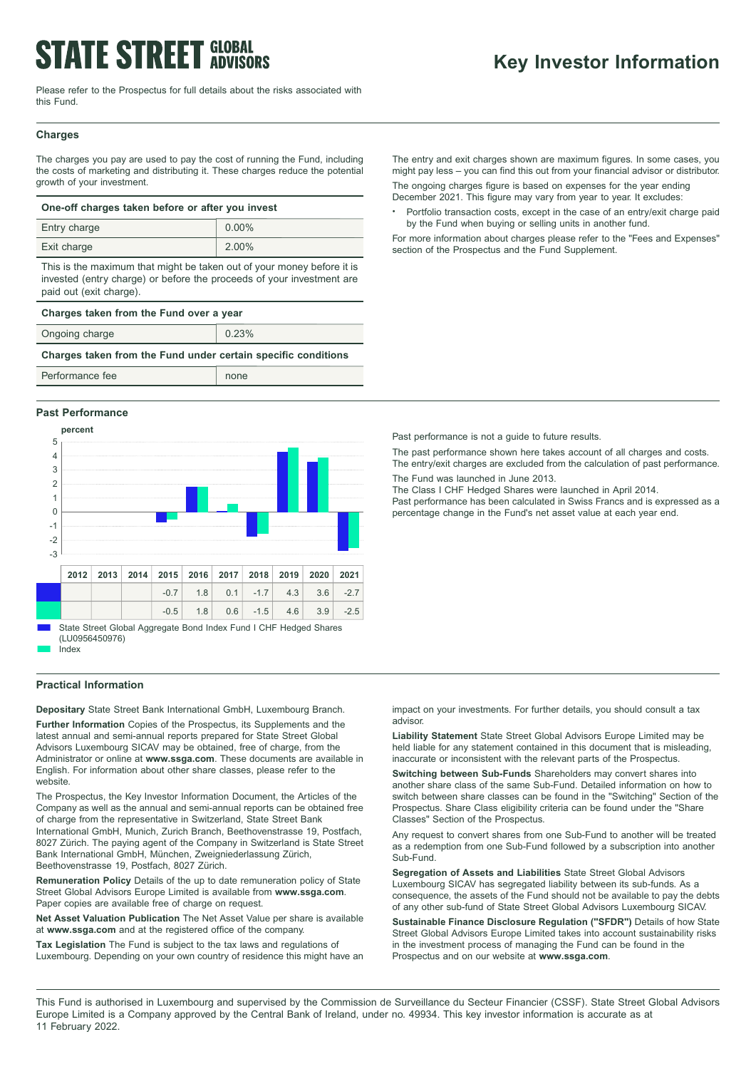Please refer to the Prospectus for full details about the risks associated with this Fund.

## Charges

The charges you pay are used to pay the cost of running the Fund, including the costs of marketing and distributing it. These charges reduce the potential growth of your investment.

| One-off charges taken before or after you invest | |
| --- | --- |
| Entry charge | 0.00% |
| Exit charge | 2.00% |

This is the maximum that might be taken out of your money before it is invested (entry charge) or before the proceeds of your investment are paid out (exit charge).

| Charges taken from the Fund over a year | |
| --- | --- |
| Ongoing charge | 0.23% |

| Charges taken from the Fund under certain specific conditions | |
| --- | --- |
| Performance fee | none |

The entry and exit charges shown are maximum figures. In some cases, you might pay less – you can find this out from your financial advisor or distributor.

The ongoing charges figure is based on expenses for the year ending December 2021. This figure may vary from year to year. It excludes:

- Portfolio transaction costs, except in the case of an entry/exit charge paid by the Fund when buying or selling units in another fund.

For more information about charges please refer to the "Fees and Expenses" section of the Prospectus and the Fund Supplement.

## Past Performance

percent

5
4
3
2
1
0
-1
-2
-3

| | 2012 | 2013 | 2014 | 2015 | 2016 | 2017 | 2018 | 2019 | 2020 | 2021 |
| --- | --- | --- | --- | --- | --- | --- | --- | --- | --- | --- |
| Fund | | | | -0.7 | 1.8 | 0.1 | -1.7 | 4.3 | 3.6 | -2.7 |
| Index | | | | -0.5 | 1.8 | 0.6 | -1.5 | 4.6 | 3.9 | -2.5 |

State Street Global Aggregate Bond Index Fund I CHF Hedged Shares (LU0956450976)

Index

Past performance is not a guide to future results.

The past performance shown here takes account of all charges and costs. The entry/exit charges are excluded from the calculation of past performance.

The Fund was launched in June 2013.

The Class I CHF Hedged Shares were launched in April 2014.

Past performance has been calculated in Swiss Francs and is expressed as a percentage change in the Fund's net asset value at each year end.

## Practical Information

**Depositary** State Street Bank International GmbH, Luxembourg Branch.

**Further Information** Copies of the Prospectus, its Supplements and the latest annual and semi-annual reports prepared for State Street Global Advisors Luxembourg SICAV may be obtained, free of charge, from the Administrator or online at **www.ssga.com**. These documents are available in English. For information about other share classes, please refer to the website.

The Prospectus, the Key Investor Information Document, the Articles of the Company as well as the annual and semi-annual reports can be obtained free of charge from the representative in Switzerland, State Street Bank International GmbH, Munich, Zurich Branch, Beethovenstrasse 19, Postfach, 8027 Zürich. The paying agent of the Company in Switzerland is State Street Bank International GmbH, München, Zweigniederlassung Zürich, Beethovenstrasse 19, Postfach, 8027 Zürich.

**Remuneration Policy** Details of the up to date remuneration policy of State Street Global Advisors Europe Limited is available from **www.ssga.com**. Paper copies are available free of charge on request.

**Net Asset Valuation Publication** The Net Asset Value per share is available at **www.ssga.com** and at the registered office of the company.

**Tax Legislation** The Fund is subject to the tax laws and regulations of Luxembourg. Depending on your own country of residence this might have an impact on your investments. For further details, you should consult a tax advisor.

**Liability Statement** State Street Global Advisors Europe Limited may be held liable for any statement contained in this document that is misleading, inaccurate or inconsistent with the relevant parts of the Prospectus.

**Switching between Sub-Funds** Shareholders may convert shares into another share class of the same Sub-Fund. Detailed information on how to switch between share classes can be found in the "Switching" Section of the Prospectus. Share Class eligibility criteria can be found under the "Share Classes" Section of the Prospectus.

Any request to convert shares from one Sub-Fund to another will be treated as a redemption from one Sub-Fund followed by a subscription into another Sub-Fund.

**Segregation of Assets and Liabilities** State Street Global Advisors Luxembourg SICAV has segregated liability between its sub-funds. As a consequence, the assets of the Fund should not be available to pay the debts of any other sub-fund of State Street Global Advisors Luxembourg SICAV.

**Sustainable Finance Disclosure Regulation ("SFDR")** Details of how State Street Global Advisors Europe Limited takes into account sustainability risks in the investment process of managing the Fund can be found in the Prospectus and on our website at **www.ssga.com**.

This Fund is authorised in Luxembourg and supervised by the Commission de Surveillance du Secteur Financier (CSSF). State Street Global Advisors Europe Limited is a Company approved by the Central Bank of Ireland, under no. 49934. This key investor information is accurate as at 11 February 2022.